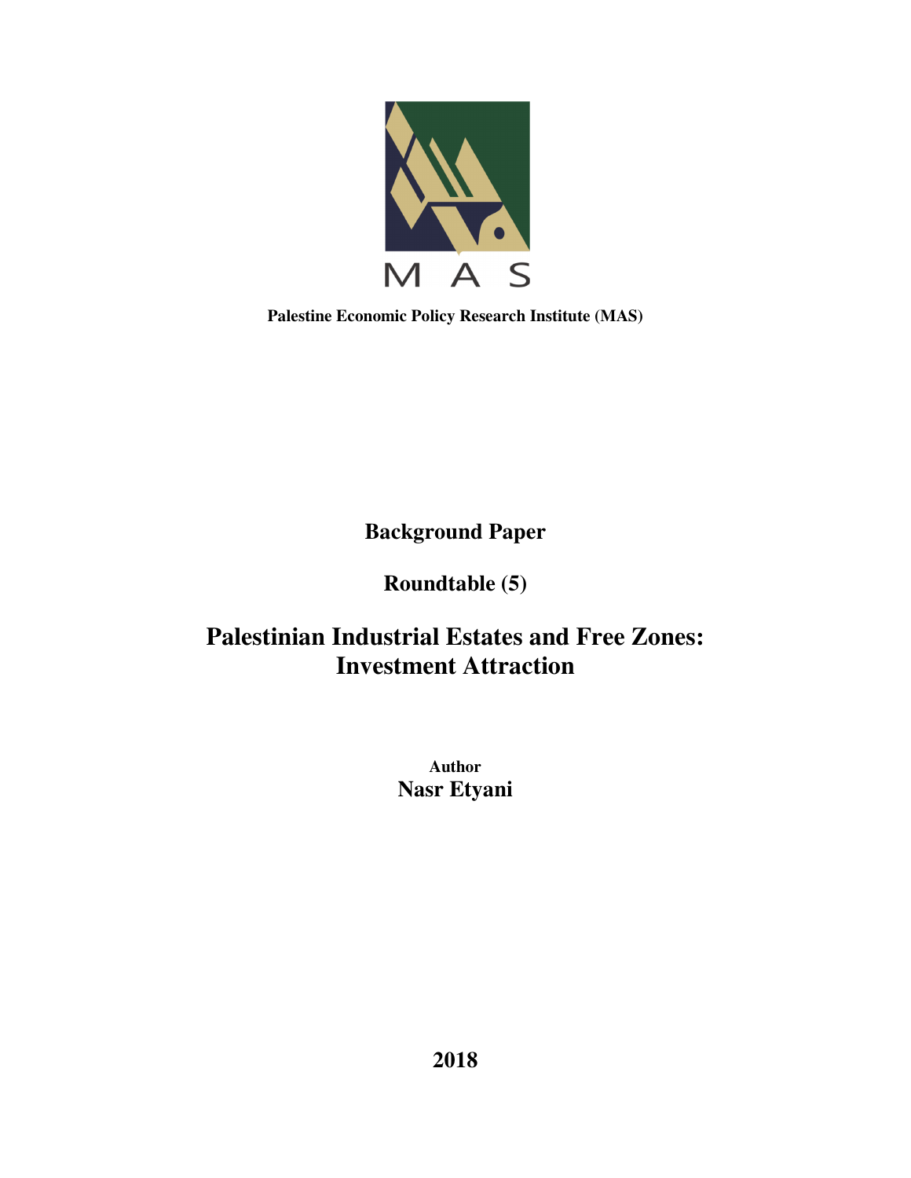MAS

**Palestine Economic Policy Research Institute (MAS)**

**Background Paper**

**Roundtable (5)**

# Palestinian Industrial Estates and Free Zones: Investment Attraction

**Author**

**Nasr Etyani**

**2018**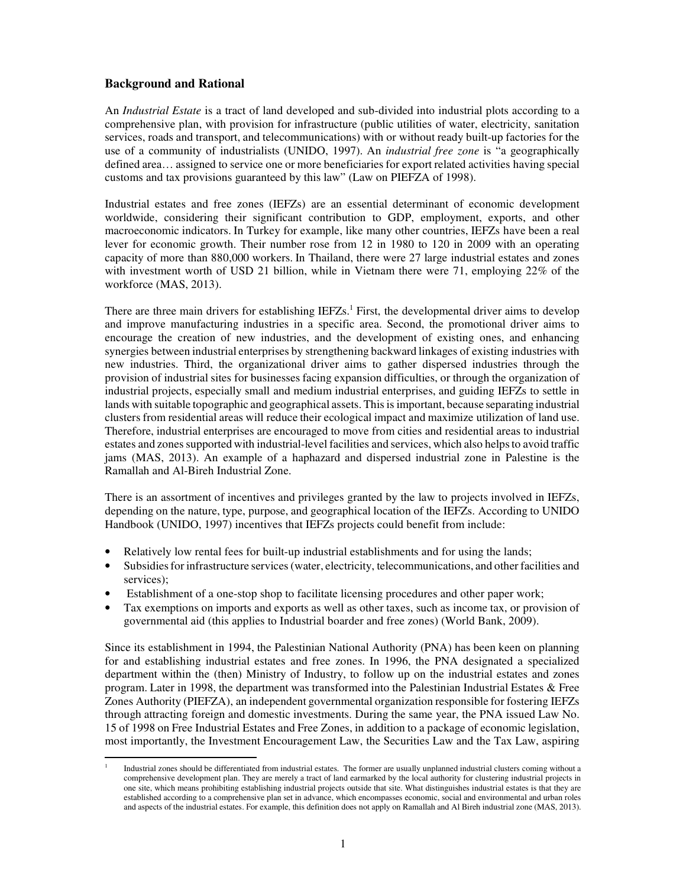## Background and Rational

An *Industrial Estate* is a tract of land developed and sub-divided into industrial plots according to a comprehensive plan, with provision for infrastructure (public utilities of water, electricity, sanitation services, roads and transport, and telecommunications) with or without ready built-up factories for the use of a community of industrialists (UNIDO, 1997). An *industrial free zone* is "a geographically defined area… assigned to service one or more beneficiaries for export related activities having special customs and tax provisions guaranteed by this law" (Law on PIEFZA of 1998).

Industrial estates and free zones (IEFZs) are an essential determinant of economic development worldwide, considering their significant contribution to GDP, employment, exports, and other macroeconomic indicators. In Turkey for example, like many other countries, IEFZs have been a real lever for economic growth. Their number rose from 12 in 1980 to 120 in 2009 with an operating capacity of more than 880,000 workers. In Thailand, there were 27 large industrial estates and zones with investment worth of USD 21 billion, while in Vietnam there were 71, employing 22% of the workforce (MAS, 2013).

There are three main drivers for establishing IEFZs.[1] First, the developmental driver aims to develop and improve manufacturing industries in a specific area. Second, the promotional driver aims to encourage the creation of new industries, and the development of existing ones, and enhancing synergies between industrial enterprises by strengthening backward linkages of existing industries with new industries. Third, the organizational driver aims to gather dispersed industries through the provision of industrial sites for businesses facing expansion difficulties, or through the organization of industrial projects, especially small and medium industrial enterprises, and guiding IEFZs to settle in lands with suitable topographic and geographical assets. This is important, because separating industrial clusters from residential areas will reduce their ecological impact and maximize utilization of land use. Therefore, industrial enterprises are encouraged to move from cities and residential areas to industrial estates and zones supported with industrial-level facilities and services, which also helps to avoid traffic jams (MAS, 2013). An example of a haphazard and dispersed industrial zone in Palestine is the Ramallah and Al-Bireh Industrial Zone.

There is an assortment of incentives and privileges granted by the law to projects involved in IEFZs, depending on the nature, type, purpose, and geographical location of the IEFZs. According to UNIDO Handbook (UNIDO, 1997) incentives that IEFZs projects could benefit from include:

- Relatively low rental fees for built-up industrial establishments and for using the lands;
- Subsidies for infrastructure services (water, electricity, telecommunications, and other facilities and services);
- Establishment of a one-stop shop to facilitate licensing procedures and other paper work;
- Tax exemptions on imports and exports as well as other taxes, such as income tax, or provision of governmental aid (this applies to Industrial boarder and free zones) (World Bank, 2009).

Since its establishment in 1994, the Palestinian National Authority (PNA) has been keen on planning for and establishing industrial estates and free zones. In 1996, the PNA designated a specialized department within the (then) Ministry of Industry, to follow up on the industrial estates and zones program. Later in 1998, the department was transformed into the Palestinian Industrial Estates & Free Zones Authority (PIEFZA), an independent governmental organization responsible for fostering IEFZs through attracting foreign and domestic investments. During the same year, the PNA issued Law No. 15 of 1998 on Free Industrial Estates and Free Zones, in addition to a package of economic legislation, most importantly, the Investment Encouragement Law, the Securities Law and the Tax Law, aspiring

[1] Industrial zones should be differentiated from industrial estates. The former are usually unplanned industrial clusters coming without a comprehensive development plan. They are merely a tract of land earmarked by the local authority for clustering industrial projects in one site, which means prohibiting establishing industrial projects outside that site. What distinguishes industrial estates is that they are established according to a comprehensive plan set in advance, which encompasses economic, social and environmental and urban roles and aspects of the industrial estates. For example, this definition does not apply on Ramallah and Al Bireh industrial zone (MAS, 2013).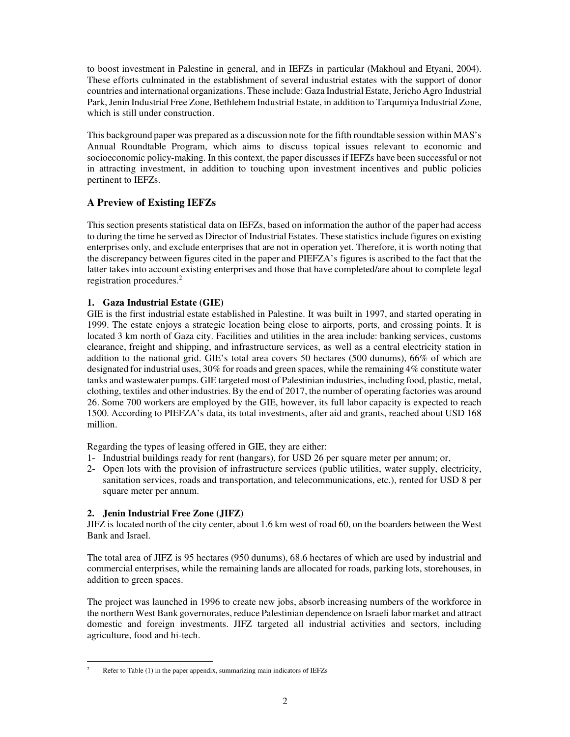to boost investment in Palestine in general, and in IEFZs in particular (Makhoul and Etyani, 2004). These efforts culminated in the establishment of several industrial estates with the support of donor countries and international organizations. These include: Gaza Industrial Estate, Jericho Agro Industrial Park, Jenin Industrial Free Zone, Bethlehem Industrial Estate, in addition to Tarqumiya Industrial Zone, which is still under construction.

This background paper was prepared as a discussion note for the fifth roundtable session within MAS's Annual Roundtable Program, which aims to discuss topical issues relevant to economic and socioeconomic policy-making. In this context, the paper discusses if IEFZs have been successful or not in attracting investment, in addition to touching upon investment incentives and public policies pertinent to IEFZs.

## A Preview of Existing IEFZs

This section presents statistical data on IEFZs, based on information the author of the paper had access to during the time he served as Director of Industrial Estates. These statistics include figures on existing enterprises only, and exclude enterprises that are not in operation yet. Therefore, it is worth noting that the discrepancy between figures cited in the paper and PIEFZA's figures is ascribed to the fact that the latter takes into account existing enterprises and those that have completed/are about to complete legal registration procedures.[2]

### 1. Gaza Industrial Estate (GIE)

GIE is the first industrial estate established in Palestine. It was built in 1997, and started operating in 1999. The estate enjoys a strategic location being close to airports, ports, and crossing points. It is located 3 km north of Gaza city. Facilities and utilities in the area include: banking services, customs clearance, freight and shipping, and infrastructure services, as well as a central electricity station in addition to the national grid. GIE's total area covers 50 hectares (500 dunums), 66% of which are designated for industrial uses, 30% for roads and green spaces, while the remaining 4% constitute water tanks and wastewater pumps. GIE targeted most of Palestinian industries, including food, plastic, metal, clothing, textiles and other industries. By the end of 2017, the number of operating factories was around 26. Some 700 workers are employed by the GIE, however, its full labor capacity is expected to reach 1500. According to PIEFZA's data, its total investments, after aid and grants, reached about USD 168 million.

Regarding the types of leasing offered in GIE, they are either:

1- Industrial buildings ready for rent (hangars), for USD 26 per square meter per annum; or,
2- Open lots with the provision of infrastructure services (public utilities, water supply, electricity, sanitation services, roads and transportation, and telecommunications, etc.), rented for USD 8 per square meter per annum.

### 2. Jenin Industrial Free Zone (JIFZ)

JIFZ is located north of the city center, about 1.6 km west of road 60, on the boarders between the West Bank and Israel.

The total area of JIFZ is 95 hectares (950 dunums), 68.6 hectares of which are used by industrial and commercial enterprises, while the remaining lands are allocated for roads, parking lots, storehouses, in addition to green spaces.

The project was launched in 1996 to create new jobs, absorb increasing numbers of the workforce in the northern West Bank governorates, reduce Palestinian dependence on Israeli labor market and attract domestic and foreign investments. JIFZ targeted all industrial activities and sectors, including agriculture, food and hi-tech.

[2] Refer to Table (1) in the paper appendix, summarizing main indicators of IEFZs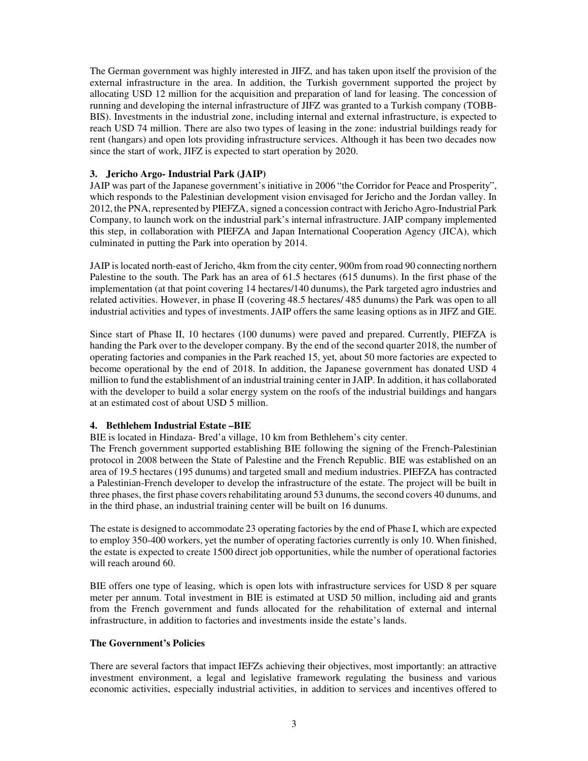The German government was highly interested in JIFZ, and has taken upon itself the provision of the external infrastructure in the area. In addition, the Turkish government supported the project by allocating USD 12 million for the acquisition and preparation of land for leasing. The concession of running and developing the internal infrastructure of JIFZ was granted to a Turkish company (TOBB-BIS). Investments in the industrial zone, including internal and external infrastructure, is expected to reach USD 74 million. There are also two types of leasing in the zone: industrial buildings ready for rent (hangars) and open lots providing infrastructure services. Although it has been two decades now since the start of work, JIFZ is expected to start operation by 2020.

### 3. Jericho Argo- Industrial Park (JAIP)

JAIP was part of the Japanese government's initiative in 2006 "the Corridor for Peace and Prosperity", which responds to the Palestinian development vision envisaged for Jericho and the Jordan valley. In 2012, the PNA, represented by PIEFZA, signed a concession contract with Jericho Agro-Industrial Park Company, to launch work on the industrial park's internal infrastructure. JAIP company implemented this step, in collaboration with PIEFZA and Japan International Cooperation Agency (JICA), which culminated in putting the Park into operation by 2014.

JAIP is located north-east of Jericho, 4km from the city center, 900m from road 90 connecting northern Palestine to the south. The Park has an area of 61.5 hectares (615 dunums). In the first phase of the implementation (at that point covering 14 hectares/140 dunums), the Park targeted agro industries and related activities. However, in phase II (covering 48.5 hectares/ 485 dunums) the Park was open to all industrial activities and types of investments. JAIP offers the same leasing options as in JIFZ and GIE.

Since start of Phase II, 10 hectares (100 dunums) were paved and prepared. Currently, PIEFZA is handing the Park over to the developer company. By the end of the second quarter 2018, the number of operating factories and companies in the Park reached 15, yet, about 50 more factories are expected to become operational by the end of 2018. In addition, the Japanese government has donated USD 4 million to fund the establishment of an industrial training center in JAIP. In addition, it has collaborated with the developer to build a solar energy system on the roofs of the industrial buildings and hangars at an estimated cost of about USD 5 million.

### 4. Bethlehem Industrial Estate –BIE

BIE is located in Hindaza- Bred'a village, 10 km from Bethlehem's city center.

The French government supported establishing BIE following the signing of the French-Palestinian protocol in 2008 between the State of Palestine and the French Republic. BIE was established on an area of 19.5 hectares (195 dunums) and targeted small and medium industries. PIEFZA has contracted a Palestinian-French developer to develop the infrastructure of the estate. The project will be built in three phases, the first phase covers rehabilitating around 53 dunums, the second covers 40 dunums, and in the third phase, an industrial training center will be built on 16 dunums.

The estate is designed to accommodate 23 operating factories by the end of Phase I, which are expected to employ 350-400 workers, yet the number of operating factories currently is only 10. When finished, the estate is expected to create 1500 direct job opportunities, while the number of operational factories will reach around 60.

BIE offers one type of leasing, which is open lots with infrastructure services for USD 8 per square meter per annum. Total investment in BIE is estimated at USD 50 million, including aid and grants from the French government and funds allocated for the rehabilitation of external and internal infrastructure, in addition to factories and investments inside the estate's lands.

### The Government's Policies

There are several factors that impact IEFZs achieving their objectives, most importantly: an attractive investment environment, a legal and legislative framework regulating the business and various economic activities, especially industrial activities, in addition to services and incentives offered to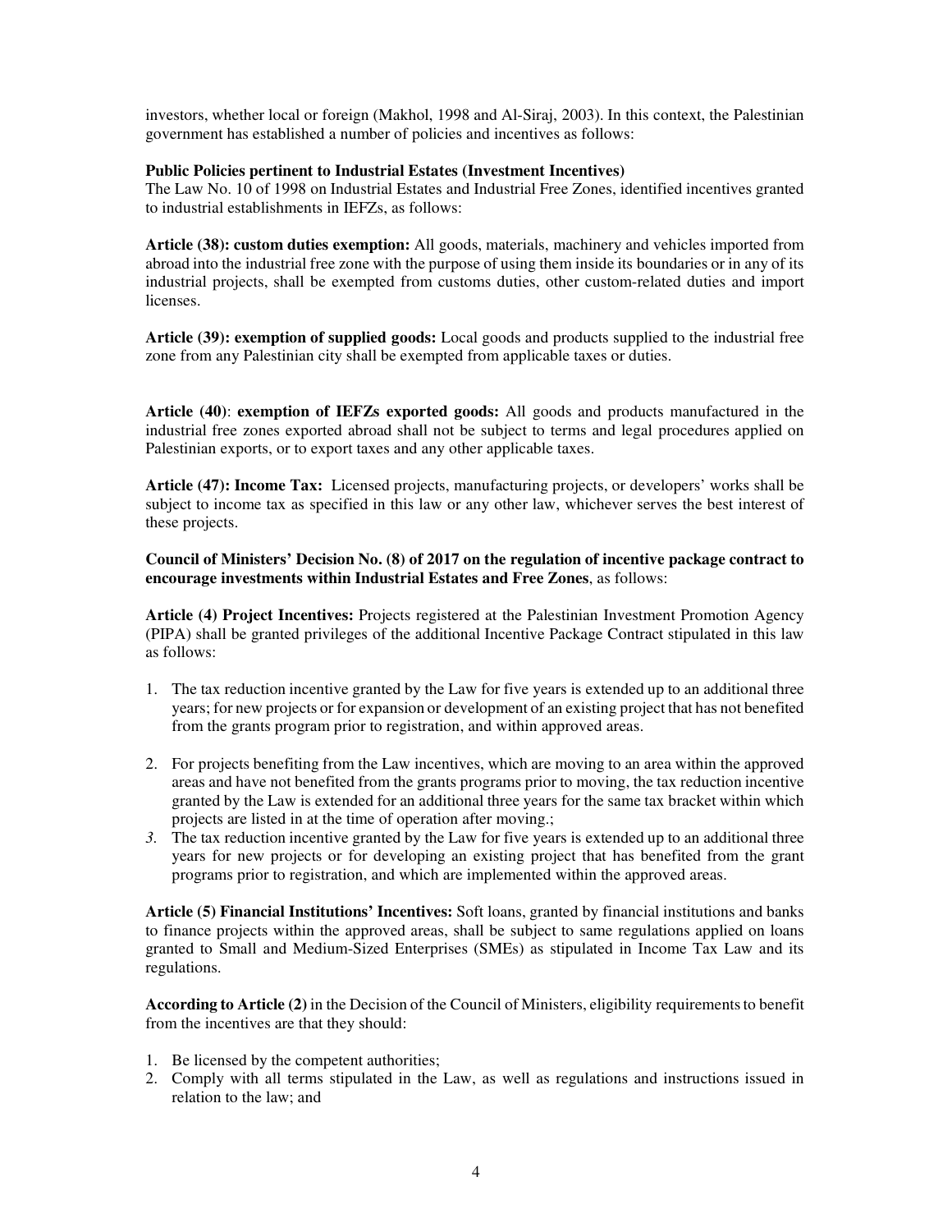investors, whether local or foreign (Makhol, 1998 and Al-Siraj, 2003). In this context, the Palestinian government has established a number of policies and incentives as follows:

**Public Policies pertinent to Industrial Estates (Investment Incentives)**

The Law No. 10 of 1998 on Industrial Estates and Industrial Free Zones, identified incentives granted to industrial establishments in IEFZs, as follows:

**Article (38): custom duties exemption:** All goods, materials, machinery and vehicles imported from abroad into the industrial free zone with the purpose of using them inside its boundaries or in any of its industrial projects, shall be exempted from customs duties, other custom-related duties and import licenses.

**Article (39): exemption of supplied goods:** Local goods and products supplied to the industrial free zone from any Palestinian city shall be exempted from applicable taxes or duties.

**Article (40)**: **exemption of IEFZs exported goods:** All goods and products manufactured in the industrial free zones exported abroad shall not be subject to terms and legal procedures applied on Palestinian exports, or to export taxes and any other applicable taxes.

**Article (47): Income Tax:** Licensed projects, manufacturing projects, or developers' works shall be subject to income tax as specified in this law or any other law, whichever serves the best interest of these projects.

**Council of Ministers' Decision No. (8) of 2017 on the regulation of incentive package contract to encourage investments within Industrial Estates and Free Zones**, as follows:

**Article (4) Project Incentives:** Projects registered at the Palestinian Investment Promotion Agency (PIPA) shall be granted privileges of the additional Incentive Package Contract stipulated in this law as follows:

1. The tax reduction incentive granted by the Law for five years is extended up to an additional three years; for new projects or for expansion or development of an existing project that has not benefited from the grants program prior to registration, and within approved areas.
2. For projects benefiting from the Law incentives, which are moving to an area within the approved areas and have not benefited from the grants programs prior to moving, the tax reduction incentive granted by the Law is extended for an additional three years for the same tax bracket within which projects are listed in at the time of operation after moving.;
3. The tax reduction incentive granted by the Law for five years is extended up to an additional three years for new projects or for developing an existing project that has benefited from the grant programs prior to registration, and which are implemented within the approved areas.

**Article (5) Financial Institutions' Incentives:** Soft loans, granted by financial institutions and banks to finance projects within the approved areas, shall be subject to same regulations applied on loans granted to Small and Medium-Sized Enterprises (SMEs) as stipulated in Income Tax Law and its regulations.

**According to Article (2)** in the Decision of the Council of Ministers, eligibility requirements to benefit from the incentives are that they should:

1. Be licensed by the competent authorities;
2. Comply with all terms stipulated in the Law, as well as regulations and instructions issued in relation to the law; and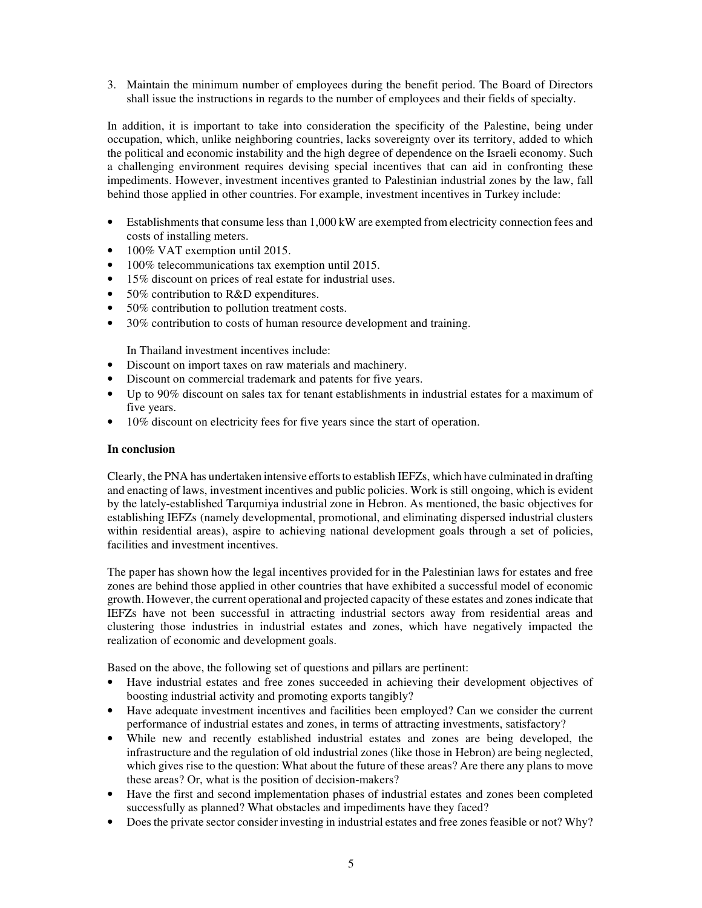3. Maintain the minimum number of employees during the benefit period. The Board of Directors shall issue the instructions in regards to the number of employees and their fields of specialty.

In addition, it is important to take into consideration the specificity of the Palestine, being under occupation, which, unlike neighboring countries, lacks sovereignty over its territory, added to which the political and economic instability and the high degree of dependence on the Israeli economy. Such a challenging environment requires devising special incentives that can aid in confronting these impediments. However, investment incentives granted to Palestinian industrial zones by the law, fall behind those applied in other countries. For example, investment incentives in Turkey include:

- Establishments that consume less than 1,000 kW are exempted from electricity connection fees and costs of installing meters.
- 100% VAT exemption until 2015.
- 100% telecommunications tax exemption until 2015.
- 15% discount on prices of real estate for industrial uses.
- 50% contribution to R&D expenditures.
- 50% contribution to pollution treatment costs.
- 30% contribution to costs of human resource development and training.

In Thailand investment incentives include:

- Discount on import taxes on raw materials and machinery.
- Discount on commercial trademark and patents for five years.
- Up to 90% discount on sales tax for tenant establishments in industrial estates for a maximum of five years.
- 10% discount on electricity fees for five years since the start of operation.

**In conclusion**

Clearly, the PNA has undertaken intensive efforts to establish IEFZs, which have culminated in drafting and enacting of laws, investment incentives and public policies. Work is still ongoing, which is evident by the lately-established Tarqumiya industrial zone in Hebron. As mentioned, the basic objectives for establishing IEFZs (namely developmental, promotional, and eliminating dispersed industrial clusters within residential areas), aspire to achieving national development goals through a set of policies, facilities and investment incentives.

The paper has shown how the legal incentives provided for in the Palestinian laws for estates and free zones are behind those applied in other countries that have exhibited a successful model of economic growth. However, the current operational and projected capacity of these estates and zones indicate that IEFZs have not been successful in attracting industrial sectors away from residential areas and clustering those industries in industrial estates and zones, which have negatively impacted the realization of economic and development goals.

Based on the above, the following set of questions and pillars are pertinent:

- Have industrial estates and free zones succeeded in achieving their development objectives of boosting industrial activity and promoting exports tangibly?
- Have adequate investment incentives and facilities been employed? Can we consider the current performance of industrial estates and zones, in terms of attracting investments, satisfactory?
- While new and recently established industrial estates and zones are being developed, the infrastructure and the regulation of old industrial zones (like those in Hebron) are being neglected, which gives rise to the question: What about the future of these areas? Are there any plans to move these areas? Or, what is the position of decision-makers?
- Have the first and second implementation phases of industrial estates and zones been completed successfully as planned? What obstacles and impediments have they faced?
- Does the private sector consider investing in industrial estates and free zones feasible or not? Why?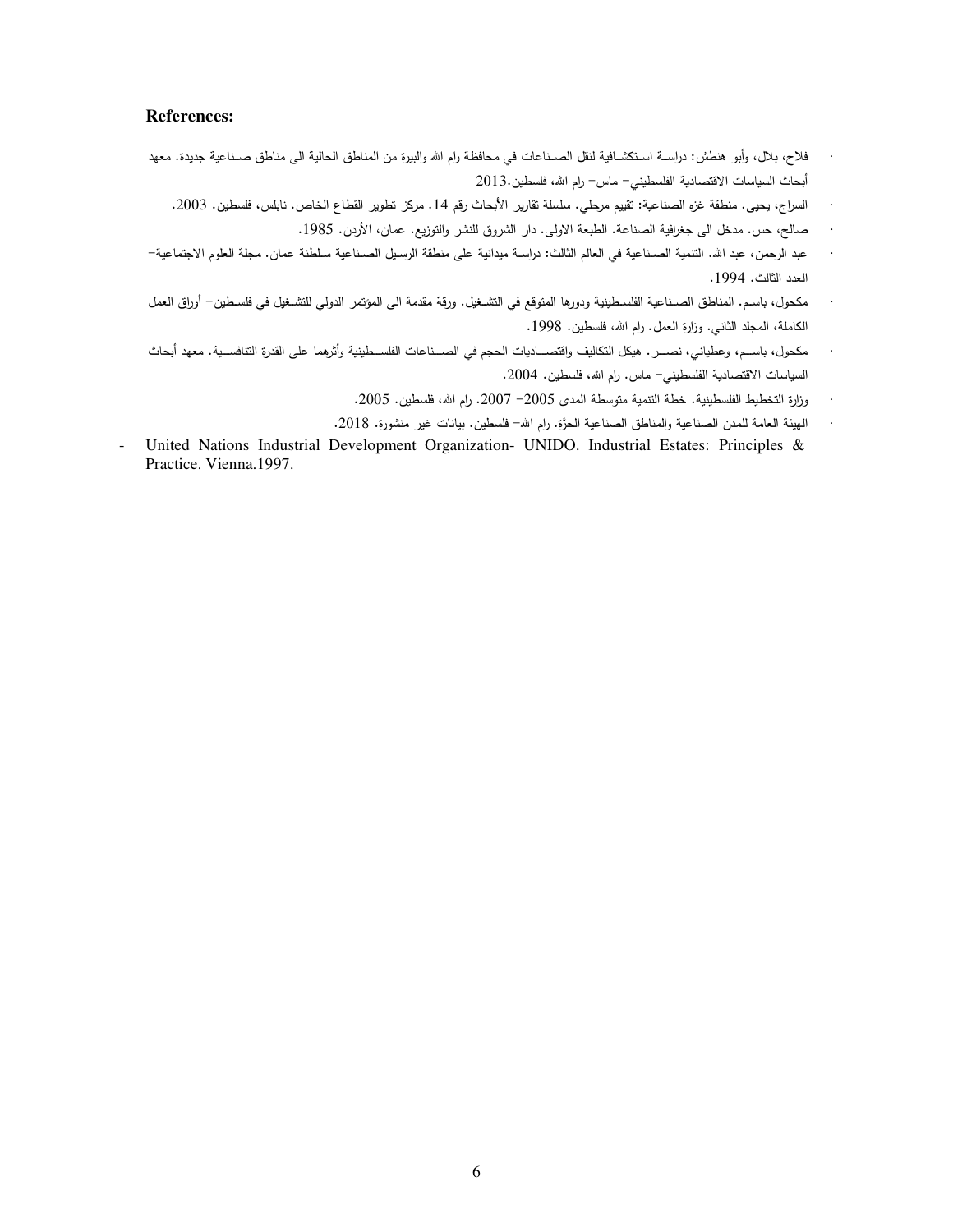## References:

- فلاح، بلال، وأبو هنطش: دراسة استكشافية لنقل الصناعات في محافظة رام الله والبيرة من المناطق الحالية الى مناطق صناعية جديدة. معهد أبحاث السياسات الاقتصادية الفلسطيني– ماس– رام الله، فلسطين.2013
- السراج، يحيى. منطقة غزه الصناعية: تقييم مرحلي. سلسلة تقارير الأبحاث رقم 14. مركز تطوير القطاع الخاص. نابلس، فلسطين. 2003.
- صالح، حس. مدخل الى جغرافية الصناعة. الطبعة الاولى. دار الشروق للنشر والتوزيع. عمان، الأردن. 1985.
- عبد الرحمن، عبد الله. التنمية الصناعية في العالم الثالث: دراسة ميدانية على منطقة الرسيل الصناعية سلطنة عمان. مجلة العلوم الاجتماعية– العدد الثالث. 1994.
- مكحول، باسم. المناطق الصناعية الفلسطينية ودورها المتوقع في التشغيل. ورقة مقدمة الى المؤتمر الدولي للتشغيل في فلسطين– أوراق العمل الكاملة، المجلد الثاني. وزارة العمل. رام الله، فلسطين. 1998.
- مكحول، باسم، وعطياني، نصر . هيكل التكاليف واقتصاديات الحجم في الصناعات الفلسطينية وأثرهما على القدرة التنافسية. معهد أبحاث السياسات الاقتصادية الفلسطيني– ماس. رام الله، فلسطين. 2004.
- وزارة التخطيط الفلسطينية. خطة التنمية متوسطة المدى 2005– 2007. رام الله، فلسطين. 2005.
- الهيئة العامة للمدن الصناعية والمناطق الصناعية الحرّة. رام الله– فلسطين. بيانات غير منشورة. 2018.
- United Nations Industrial Development Organization- UNIDO. Industrial Estates: Principles & Practice. Vienna.1997.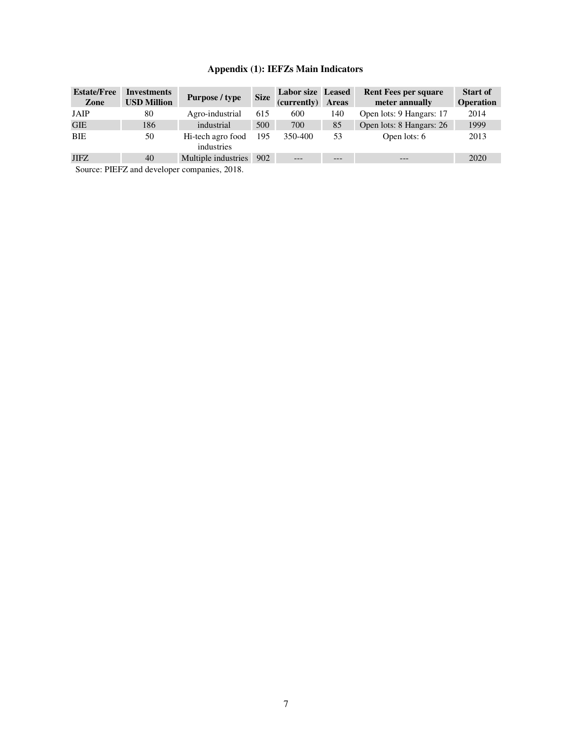## Appendix (1): IEFZs Main Indicators

| Estate/Free Zone | Investments USD Million | Purpose / type | Size | Labor size (currently) | Leased Areas | Rent Fees per square meter annually | Start of Operation |
|---|---|---|---|---|---|---|---|
| JAIP | 80 | Agro-industrial | 615 | 600 | 140 | Open lots: 9 Hangars: 17 | 2014 |
| GIE | 186 | industrial | 500 | 700 | 85 | Open lots: 8 Hangars: 26 | 1999 |
| BIE | 50 | Hi-tech agro food industries | 195 | 350-400 | 53 | Open lots: 6 | 2013 |
| JIFZ | 40 | Multiple industries | 902 | --- | --- | --- | 2020 |

Source: PIEFZ and developer companies, 2018.